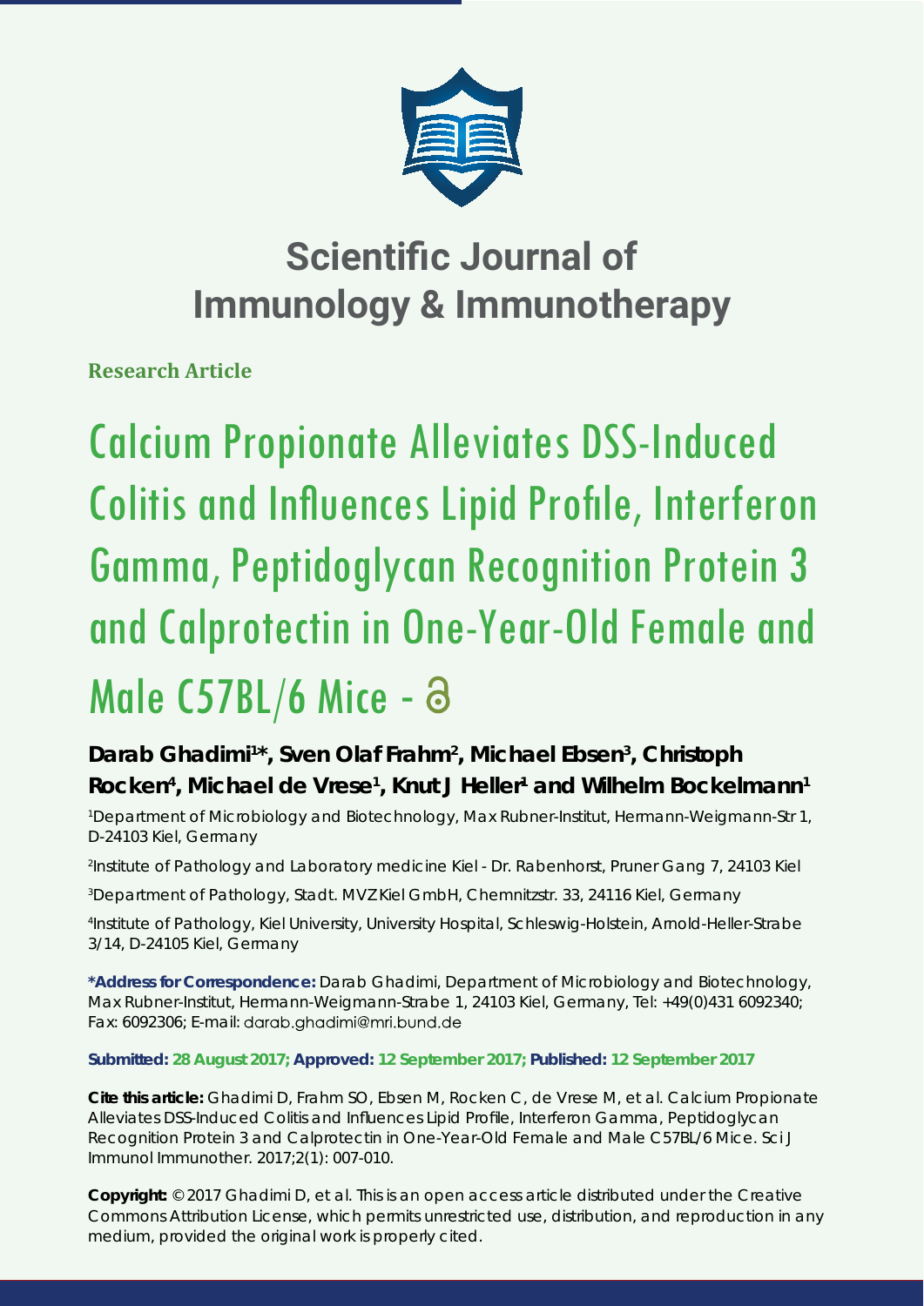# Scientific Journal of Immunology & Immunotherapy

**Research Article**

# Calcium Propionate Alleviates DSS-Induced Colitis and Influences Lipid Profile, Interferon Gamma, Peptidoglycan Recognition Protein 3 and Calprotectin in One-Year-Old Female and Male C57BL/6 Mice -

**Darab Ghadimi[1]*, Sven Olaf Frahm[2], Michael Ebsen[3], Christoph Rocken[4], Michael de Vrese[1], Knut J Heller[1] and Wilhelm Bockelmann[1]**

[1]Department of Microbiology and Biotechnology, Max Rubner-Institut, Hermann-Weigmann-Str 1, D-24103 Kiel, Germany

[2]Institute of Pathology and Laboratory medicine Kiel - Dr. Rabenhorst, Pruner Gang 7, 24103 Kiel

[3]Department of Pathology, Stadt. MVZ Kiel GmbH, Chemnitzstr. 33, 24116 Kiel, Germany

[4]Institute of Pathology, Kiel University, University Hospital, Schleswig-Holstein, Arnold-Heller-Strabe 3/14, D-24105 Kiel, Germany

**\*Address for Correspondence:** Darab Ghadimi, Department of Microbiology and Biotechnology, Max Rubner-Institut, Hermann-Weigmann-Strabe 1, 24103 Kiel, Germany, Tel: +49(0)431 6092340; Fax: 6092306; E-mail: darab.ghadimi@mri.bund.de

**Submitted: 28 August 2017; Approved: 12 September 2017; Published: 12 September 2017**

**Cite this article:** Ghadimi D, Frahm SO, Ebsen M, Rocken C, de Vrese M, et al. Calcium Propionate Alleviates DSS-Induced Colitis and Influences Lipid Profile, Interferon Gamma, Peptidoglycan Recognition Protein 3 and Calprotectin in One-Year-Old Female and Male C57BL/6 Mice. Sci J Immunol Immunother. 2017;2(1): 007-010.

**Copyright:** © 2017 Ghadimi D, et al. This is an open access article distributed under the Creative Commons Attribution License, which permits unrestricted use, distribution, and reproduction in any medium, provided the original work is properly cited.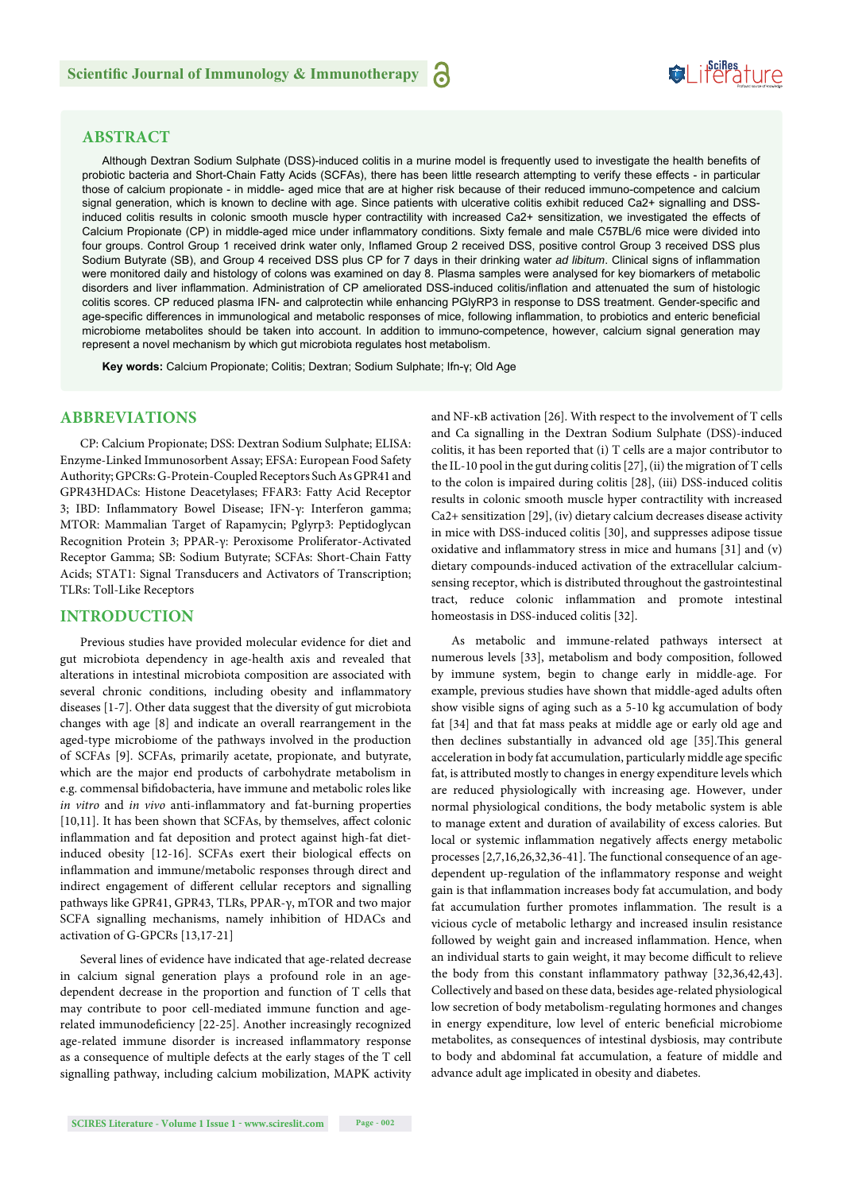## ABSTRACT

Although Dextran Sodium Sulphate (DSS)-induced colitis in a murine model is frequently used to investigate the health benefits of probiotic bacteria and Short-Chain Fatty Acids (SCFAs), there has been little research attempting to verify these effects - in particular those of calcium propionate - in middle- aged mice that are at higher risk because of their reduced immuno-competence and calcium signal generation, which is known to decline with age. Since patients with ulcerative colitis exhibit reduced Ca2+ signalling and DSS-induced colitis results in colonic smooth muscle hyper contractility with increased Ca2+ sensitization, we investigated the effects of Calcium Propionate (CP) in middle-aged mice under inflammatory conditions. Sixty female and male C57BL/6 mice were divided into four groups. Control Group 1 received drink water only, Inflamed Group 2 received DSS, positive control Group 3 received DSS plus Sodium Butyrate (SB), and Group 4 received DSS plus CP for 7 days in their drinking water *ad libitum*. Clinical signs of inflammation were monitored daily and histology of colons was examined on day 8. Plasma samples were analysed for key biomarkers of metabolic disorders and liver inflammation. Administration of CP ameliorated DSS-induced colitis/inflation and attenuated the sum of histologic colitis scores. CP reduced plasma IFN- and calprotectin while enhancing PGlyRP3 in response to DSS treatment. Gender-specific and age-specific differences in immunological and metabolic responses of mice, following inflammation, to probiotics and enteric beneficial microbiome metabolites should be taken into account. In addition to immuno-competence, however, calcium signal generation may represent a novel mechanism by which gut microbiota regulates host metabolism.

**Key words:** Calcium Propionate; Colitis; Dextran; Sodium Sulphate; Ifn-γ; Old Age

## ABBREVIATIONS

CP: Calcium Propionate; DSS: Dextran Sodium Sulphate; ELISA: Enzyme-Linked Immunosorbent Assay; EFSA: European Food Safety Authority; GPCRs: G-Protein-Coupled Receptors Such As GPR41 and GPR43HDACs: Histone Deacetylases; FFAR3: Fatty Acid Receptor 3; IBD: Inflammatory Bowel Disease; IFN-γ: Interferon gamma; MTOR: Mammalian Target of Rapamycin; Pglyrp3: Peptidoglycan Recognition Protein 3; PPAR-γ: Peroxisome Proliferator-Activated Receptor Gamma; SB: Sodium Butyrate; SCFAs: Short-Chain Fatty Acids; STAT1: Signal Transducers and Activators of Transcription; TLRs: Toll-Like Receptors

## INTRODUCTION

Previous studies have provided molecular evidence for diet and gut microbiota dependency in age-health axis and revealed that alterations in intestinal microbiota composition are associated with several chronic conditions, including obesity and inflammatory diseases [1-7]. Other data suggest that the diversity of gut microbiota changes with age [8] and indicate an overall rearrangement in the aged-type microbiome of the pathways involved in the production of SCFAs [9]. SCFAs, primarily acetate, propionate, and butyrate, which are the major end products of carbohydrate metabolism in e.g. commensal bifidobacteria, have immune and metabolic roles like *in vitro* and *in vivo* anti-inflammatory and fat-burning properties [10,11]. It has been shown that SCFAs, by themselves, affect colonic inflammation and fat deposition and protect against high-fat diet-induced obesity [12-16]. SCFAs exert their biological effects on inflammation and immune/metabolic responses through direct and indirect engagement of different cellular receptors and signalling pathways like GPR41, GPR43, TLRs, PPAR-γ, mTOR and two major SCFA signalling mechanisms, namely inhibition of HDACs and activation of G-GPCRs [13,17-21]

Several lines of evidence have indicated that age-related decrease in calcium signal generation plays a profound role in an age-dependent decrease in the proportion and function of T cells that may contribute to poor cell-mediated immune function and age-related immunodeficiency [22-25]. Another increasingly recognized age-related immune disorder is increased inflammatory response as a consequence of multiple defects at the early stages of the T cell signalling pathway, including calcium mobilization, MAPK activity and NF-κB activation [26]. With respect to the involvement of T cells and Ca signalling in the Dextran Sodium Sulphate (DSS)-induced colitis, it has been reported that (i) T cells are a major contributor to the IL-10 pool in the gut during colitis [27], (ii) the migration of T cells to the colon is impaired during colitis [28], (iii) DSS-induced colitis results in colonic smooth muscle hyper contractility with increased Ca2+ sensitization [29], (iv) dietary calcium decreases disease activity in mice with DSS-induced colitis [30], and suppresses adipose tissue oxidative and inflammatory stress in mice and humans [31] and (v) dietary compounds-induced activation of the extracellular calcium-sensing receptor, which is distributed throughout the gastrointestinal tract, reduce colonic inflammation and promote intestinal homeostasis in DSS-induced colitis [32].

As metabolic and immune-related pathways intersect at numerous levels [33], metabolism and body composition, followed by immune system, begin to change early in middle-age. For example, previous studies have shown that middle-aged adults often show visible signs of aging such as a 5-10 kg accumulation of body fat [34] and that fat mass peaks at middle age or early old age and then declines substantially in advanced old age [35].This general acceleration in body fat accumulation, particularly middle age specific fat, is attributed mostly to changes in energy expenditure levels which are reduced physiologically with increasing age. However, under normal physiological conditions, the body metabolic system is able to manage extent and duration of availability of excess calories. But local or systemic inflammation negatively affects energy metabolic processes [2,7,16,26,32,36-41]. The functional consequence of an age-dependent up-regulation of the inflammatory response and weight gain is that inflammation increases body fat accumulation, and body fat accumulation further promotes inflammation. The result is a vicious cycle of metabolic lethargy and increased insulin resistance followed by weight gain and increased inflammation. Hence, when an individual starts to gain weight, it may become difficult to relieve the body from this constant inflammatory pathway [32,36,42,43]. Collectively and based on these data, besides age-related physiological low secretion of body metabolism-regulating hormones and changes in energy expenditure, low level of enteric beneficial microbiome metabolites, as consequences of intestinal dysbiosis, may contribute to body and abdominal fat accumulation, a feature of middle and advance adult age implicated in obesity and diabetes.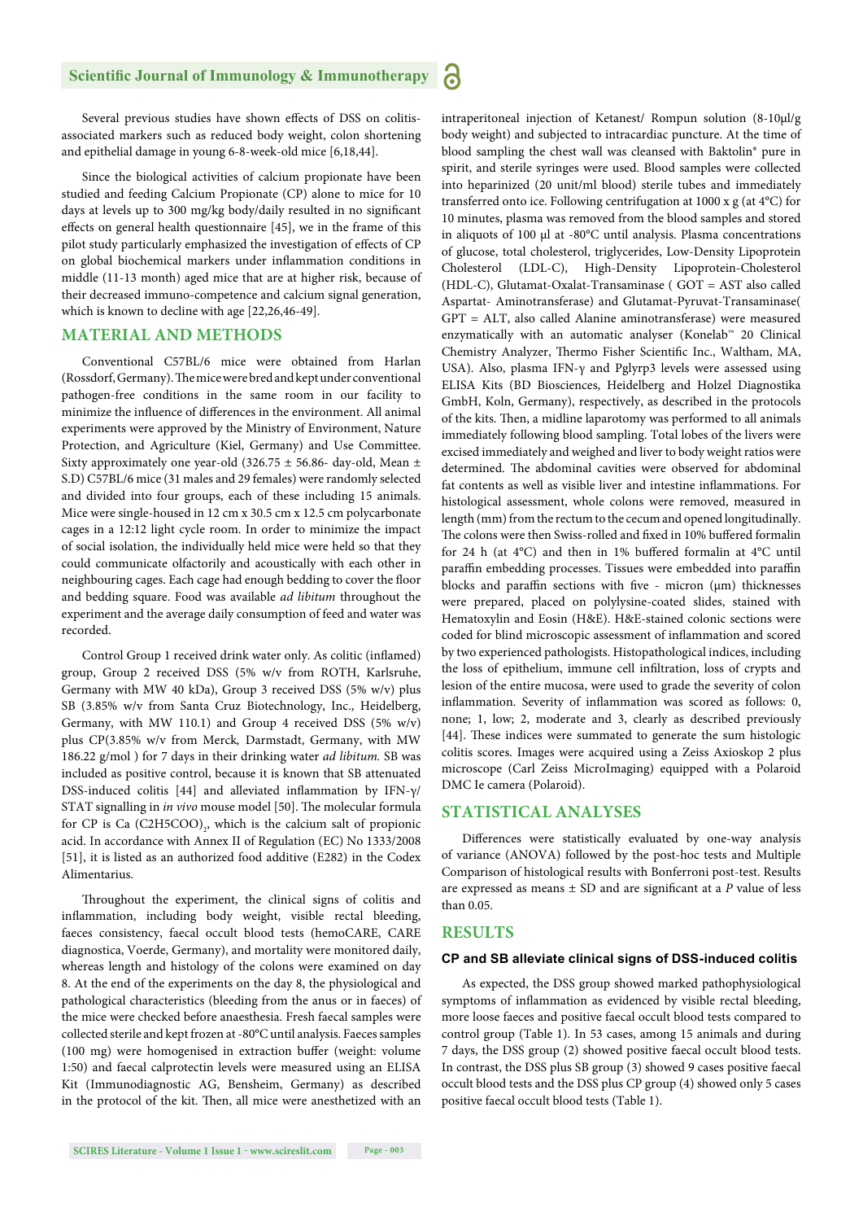Several previous studies have shown effects of DSS on colitis-associated markers such as reduced body weight, colon shortening and epithelial damage in young 6-8-week-old mice [6,18,44].

Since the biological activities of calcium propionate have been studied and feeding Calcium Propionate (CP) alone to mice for 10 days at levels up to 300 mg/kg body/daily resulted in no significant effects on general health questionnaire [45], we in the frame of this pilot study particularly emphasized the investigation of effects of CP on global biochemical markers under inflammation conditions in middle (11-13 month) aged mice that are at higher risk, because of their decreased immuno-competence and calcium signal generation, which is known to decline with age [22,26,46-49].

## MATERIAL AND METHODS

Conventional C57BL/6 mice were obtained from Harlan (Rossdorf, Germany). The mice were bred and kept under conventional pathogen-free conditions in the same room in our facility to minimize the influence of differences in the environment. All animal experiments were approved by the Ministry of Environment, Nature Protection, and Agriculture (Kiel, Germany) and Use Committee. Sixty approximately one year-old (326.75 ± 56.86- day-old, Mean ± S.D) C57BL/6 mice (31 males and 29 females) were randomly selected and divided into four groups, each of these including 15 animals. Mice were single-housed in 12 cm x 30.5 cm x 12.5 cm polycarbonate cages in a 12:12 light cycle room. In order to minimize the impact of social isolation, the individually held mice were held so that they could communicate olfactorily and acoustically with each other in neighbouring cages. Each cage had enough bedding to cover the floor and bedding square. Food was available *ad libitum* throughout the experiment and the average daily consumption of feed and water was recorded.

Control Group 1 received drink water only. As colitic (inflamed) group, Group 2 received DSS (5% w/v from ROTH, Karlsruhe, Germany with MW 40 kDa), Group 3 received DSS (5% w/v) plus SB (3.85% w/v from Santa Cruz Biotechnology, Inc., Heidelberg, Germany, with MW 110.1) and Group 4 received DSS (5% w/v) plus CP(3.85% w/v from Merck, Darmstadt, Germany, with MW 186.22 g/mol ) for 7 days in their drinking water *ad libitum*. SB was included as positive control, because it is known that SB attenuated DSS-induced colitis [44] and alleviated inflammation by IFN-γ/ STAT signalling in *in vivo* mouse model [50]. The molecular formula for CP is Ca $(C_2H_5COO)_2$, which is the calcium salt of propionic acid. In accordance with Annex II of Regulation (EC) No 1333/2008 [51], it is listed as an authorized food additive (E282) in the Codex Alimentarius.

Throughout the experiment, the clinical signs of colitis and inflammation, including body weight, visible rectal bleeding, faeces consistency, faecal occult blood tests (hemoCARE, CARE diagnostica, Voerde, Germany), and mortality were monitored daily, whereas length and histology of the colons were examined on day 8. At the end of the experiments on the day 8, the physiological and pathological characteristics (bleeding from the anus or in faeces) of the mice were checked before anaesthesia. Fresh faecal samples were collected sterile and kept frozen at -80°C until analysis. Faeces samples (100 mg) were homogenised in extraction buffer (weight: volume 1:50) and faecal calprotectin levels were measured using an ELISA Kit (Immunodiagnostic AG, Bensheim, Germany) as described in the protocol of the kit. Then, all mice were anesthetized with an intraperitoneal injection of Ketanest/ Rompun solution (8-10μl/g body weight) and subjected to intracardiac puncture. At the time of blood sampling the chest wall was cleansed with Baktolin® pure in spirit, and sterile syringes were used. Blood samples were collected into heparinized (20 unit/ml blood) sterile tubes and immediately transferred onto ice. Following centrifugation at 1000 x g (at 4°C) for 10 minutes, plasma was removed from the blood samples and stored in aliquots of 100 μl at -80°C until analysis. Plasma concentrations of glucose, total cholesterol, triglycerides, Low-Density Lipoprotein Cholesterol (LDL-C), High-Density Lipoprotein-Cholesterol (HDL-C), Glutamat-Oxalat-Transaminase ( GOT = AST also called Aspartat- Aminotransferase) and Glutamat-Pyruvat-Transaminase( GPT = ALT, also called Alanine aminotransferase) were measured enzymatically with an automatic analyser (Konelab™ 20 Clinical Chemistry Analyzer, Thermo Fisher Scientific Inc., Waltham, MA, USA). Also, plasma IFN-γ and Pglyrp3 levels were assessed using ELISA Kits (BD Biosciences, Heidelberg and Holzel Diagnostika GmbH, Koln, Germany), respectively, as described in the protocols of the kits. Then, a midline laparotomy was performed to all animals immediately following blood sampling. Total lobes of the livers were excised immediately and weighed and liver to body weight ratios were determined. The abdominal cavities were observed for abdominal fat contents as well as visible liver and intestine inflammations. For histological assessment, whole colons were removed, measured in length (mm) from the rectum to the cecum and opened longitudinally. The colons were then Swiss-rolled and fixed in 10% buffered formalin for 24 h (at 4°C) and then in 1% buffered formalin at 4°C until paraffin embedding processes. Tissues were embedded into paraffin blocks and paraffin sections with five - micron (μm) thicknesses were prepared, placed on polylysine-coated slides, stained with Hematoxylin and Eosin (H&E). H&E-stained colonic sections were coded for blind microscopic assessment of inflammation and scored by two experienced pathologists. Histopathological indices, including the loss of epithelium, immune cell infiltration, loss of crypts and lesion of the entire mucosa, were used to grade the severity of colon inflammation. Severity of inflammation was scored as follows: 0, none; 1, low; 2, moderate and 3, clearly as described previously [44]. These indices were summated to generate the sum histologic colitis scores. Images were acquired using a Zeiss Axioskop 2 plus microscope (Carl Zeiss MicroImaging) equipped with a Polaroid DMC Ie camera (Polaroid).

## STATISTICAL ANALYSES

Differences were statistically evaluated by one-way analysis of variance (ANOVA) followed by the post-hoc tests and Multiple Comparison of histological results with Bonferroni post-test. Results are expressed as means ± SD and are significant at a $P$ value of less than 0.05.

## RESULTS

### CP and SB alleviate clinical signs of DSS-induced colitis

As expected, the DSS group showed marked pathophysiological symptoms of inflammation as evidenced by visible rectal bleeding, more loose faeces and positive faecal occult blood tests compared to control group (Table 1). In 53 cases, among 15 animals and during 7 days, the DSS group (2) showed positive faecal occult blood tests. In contrast, the DSS plus SB group (3) showed 9 cases positive faecal occult blood tests and the DSS plus CP group (4) showed only 5 cases positive faecal occult blood tests (Table 1).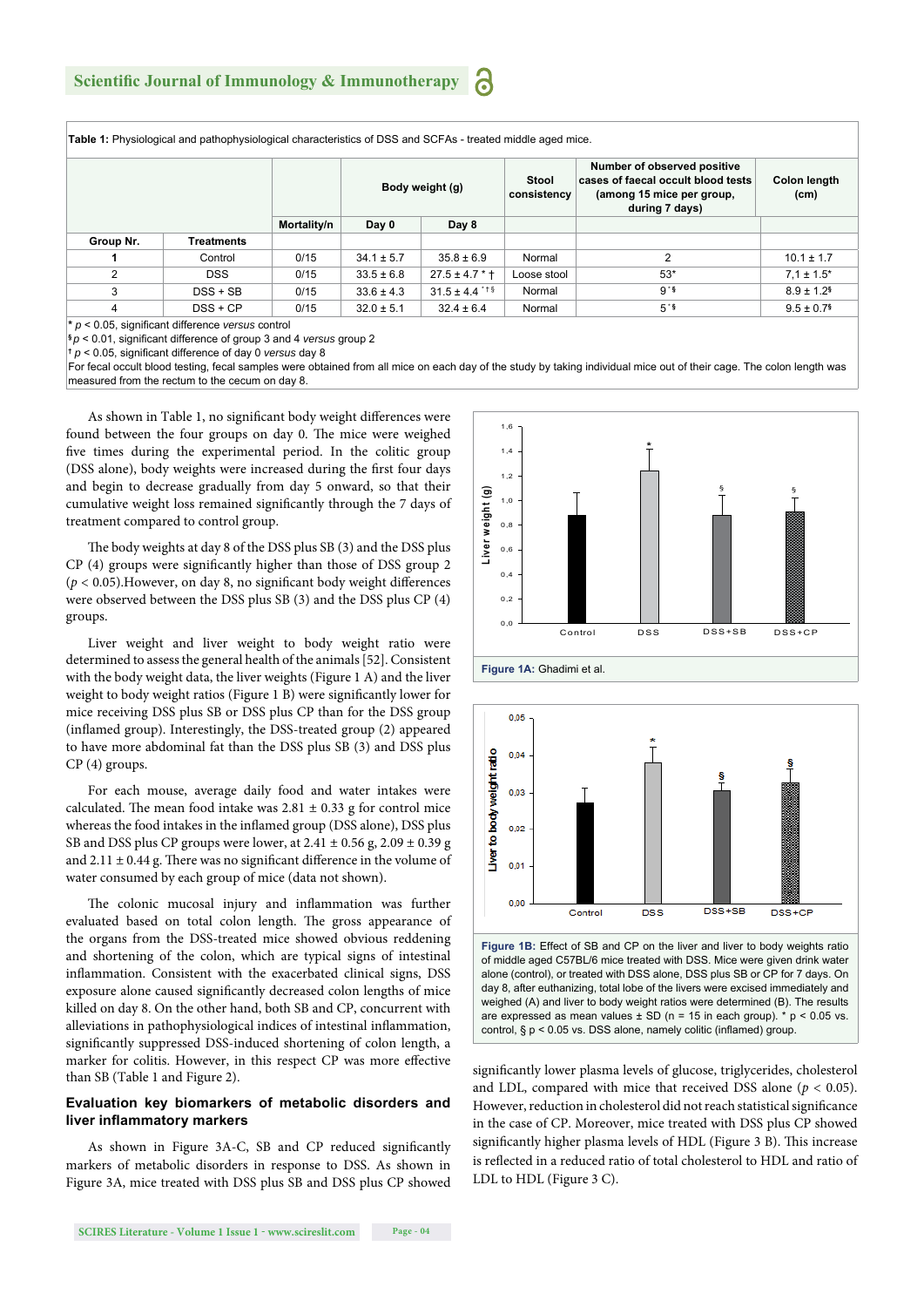**Table 1:** Physiological and pathophysiological characteristics of DSS and SCFAs - treated middle aged mice.

| Group Nr. | Treatments | Mortality/n | Body weight (g) Day 0 | Body weight (g) Day 8 | Stool consistency | Number of observed positive cases of faecal occult blood tests (among 15 mice per group, during 7 days) | Colon length (cm) |
|---|---|---|---|---|---|---|---|
| 1 | Control | 0/15 | 34.1 ± 5.7 | 35.8 ± 6.9 | Normal | 2 | 10.1 ± 1.7 |
| 2 | DSS | 0/15 | 33.5 ± 6.8 | 27.5 ± 4.7 * † | Loose stool | 53* | 7,1 ± 1.5* |
| 3 | DSS + SB | 0/15 | 33.6 ± 4.3 | 31.5 ± 4.4 *†§ | Normal | 9 *§ | 8.9 ± 1.2§ |
| 4 | DSS + CP | 0/15 | 32.0 ± 5.1 | 32.4 ± 6.4 | Normal | 5 *§ | 9.5 ± 0.7§ |

\* $p < 0.05$, significant difference *versus* control
§ $p < 0.01$, significant difference of group 3 and 4 *versus* group 2
† $p < 0.05$, significant difference of day 0 *versus* day 8
For fecal occult blood testing, fecal samples were obtained from all mice on each day of the study by taking individual mice out of their cage. The colon length was measured from the rectum to the cecum on day 8.

As shown in Table 1, no significant body weight differences were found between the four groups on day 0. The mice were weighed five times during the experimental period. In the colitic group (DSS alone), body weights were increased during the first four days and begin to decrease gradually from day 5 onward, so that their cumulative weight loss remained significantly through the 7 days of treatment compared to control group.

The body weights at day 8 of the DSS plus SB (3) and the DSS plus CP (4) groups were significantly higher than those of DSS group 2 ($p < 0.05$).However, on day 8, no significant body weight differences were observed between the DSS plus SB (3) and the DSS plus CP (4) groups.

Liver weight and liver weight to body weight ratio were determined to assess the general health of the animals [52]. Consistent with the body weight data, the liver weights (Figure 1 A) and the liver weight to body weight ratios (Figure 1 B) were significantly lower for mice receiving DSS plus SB or DSS plus CP than for the DSS group (inflamed group). Interestingly, the DSS-treated group (2) appeared to have more abdominal fat than the DSS plus SB (3) and DSS plus CP (4) groups.

For each mouse, average daily food and water intakes were calculated. The mean food intake was 2.81 ± 0.33 g for control mice whereas the food intakes in the inflamed group (DSS alone), DSS plus SB and DSS plus CP groups were lower, at 2.41 ± 0.56 g, 2.09 ± 0.39 g and 2.11 ± 0.44 g. There was no significant difference in the volume of water consumed by each group of mice (data not shown).

The colonic mucosal injury and inflammation was further evaluated based on total colon length. The gross appearance of the organs from the DSS-treated mice showed obvious reddening and shortening of the colon, which are typical signs of intestinal inflammation. Consistent with the exacerbated clinical signs, DSS exposure alone caused significantly decreased colon lengths of mice killed on day 8. On the other hand, both SB and CP, concurrent with alleviations in pathophysiological indices of intestinal inflammation, significantly suppressed DSS-induced shortening of colon length, a marker for colitis. However, in this respect CP was more effective than SB (Table 1 and Figure 2).

**Figure 1A:** Ghadimi et al.

**Figure 1B:** Effect of SB and CP on the liver and liver to body weights ratio of middle aged C57BL/6 mice treated with DSS. Mice were given drink water alone (control), or treated with DSS alone, DSS plus SB or CP for 7 days. On day 8, after euthanizing, total lobe of the livers were excised immediately and weighed (A) and liver to body weight ratios were determined (B). The results are expressed as mean values ± SD (n = 15 in each group). * $p < 0.05$ vs. control, § $p < 0.05$ vs. DSS alone, namely colitic (inflamed) group.

## Evaluation key biomarkers of metabolic disorders and liver inflammatory markers

As shown in Figure 3A-C, SB and CP reduced significantly markers of metabolic disorders in response to DSS. As shown in Figure 3A, mice treated with DSS plus SB and DSS plus CP showed significantly lower plasma levels of glucose, triglycerides, cholesterol and LDL, compared with mice that received DSS alone ($p < 0.05$). However, reduction in cholesterol did not reach statistical significance in the case of CP. Moreover, mice treated with DSS plus CP showed significantly higher plasma levels of HDL (Figure 3 B). This increase is reflected in a reduced ratio of total cholesterol to HDL and ratio of LDL to HDL (Figure 3 C).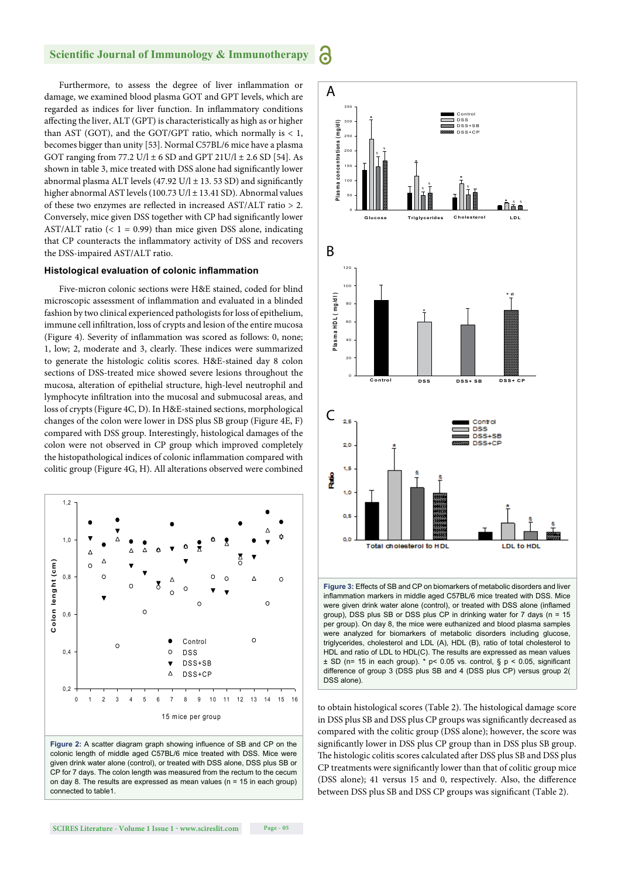Furthermore, to assess the degree of liver inflammation or damage, we examined blood plasma GOT and GPT levels, which are regarded as indices for liver function. In inflammatory conditions affecting the liver, ALT (GPT) is characteristically as high as or higher than AST (GOT), and the GOT/GPT ratio, which normally is < 1, becomes bigger than unity [53]. Normal C57BL/6 mice have a plasma GOT ranging from 77.2 U/l ± 6 SD and GPT 21U/l ± 2.6 SD [54]. As shown in table 3, mice treated with DSS alone had significantly lower abnormal plasma ALT levels (47.92 U/l ± 13. 53 SD) and significantly higher abnormal AST levels (100.73 U/l ± 13.41 SD). Abnormal values of these two enzymes are reflected in increased AST/ALT ratio > 2. Conversely, mice given DSS together with CP had significantly lower AST/ALT ratio (< 1 = 0.99) than mice given DSS alone, indicating that CP counteracts the inflammatory activity of DSS and recovers the DSS-impaired AST/ALT ratio.

### Histological evaluation of colonic inflammation

Five-micron colonic sections were H&E stained, coded for blind microscopic assessment of inflammation and evaluated in a blinded fashion by two clinical experienced pathologists for loss of epithelium, immune cell infiltration, loss of crypts and lesion of the entire mucosa (Figure 4). Severity of inflammation was scored as follows: 0, none; 1, low; 2, moderate and 3, clearly. These indices were summarized to generate the histologic colitis scores. H&E-stained day 8 colon sections of DSS-treated mice showed severe lesions throughout the mucosa, alteration of epithelial structure, high-level neutrophil and lymphocyte infiltration into the mucosal and submucosal areas, and loss of crypts (Figure 4C, D). In H&E-stained sections, morphological changes of the colon were lower in DSS plus SB group (Figure 4E, F) compared with DSS group. Interestingly, histological damages of the colon were not observed in CP group which improved completely the histopathological indices of colonic inflammation compared with colitic group (Figure 4G, H). All alterations observed were combined to obtain histological scores (Table 2). The histological damage score in DSS plus SB and DSS plus CP groups was significantly decreased as compared with the colitic group (DSS alone); however, the score was significantly lower in DSS plus CP group than in DSS plus SB group. The histologic colitis scores calculated after DSS plus SB and DSS plus CP treatments were significantly lower than that of colitic group mice (DSS alone); 41 versus 15 and 0, respectively. Also, the difference between DSS plus SB and DSS CP groups was significant (Table 2).

**Figure 2:** A scatter diagram graph showing influence of SB and CP on the colonic length of middle aged C57BL/6 mice treated with DSS. Mice were given drink water alone (control), or treated with DSS alone, DSS plus SB or CP for 7 days. The colon length was measured from the rectum to the cecum on day 8. The results are expressed as mean values (n = 15 in each group) connected to table1.

**Figure 3:** Effects of SB and CP on biomarkers of metabolic disorders and liver inflammation markers in middle aged C57BL/6 mice treated with DSS. Mice were given drink water alone (control), or treated with DSS alone (inflamed group), DSS plus SB or DSS plus CP in drinking water for 7 days (n = 15 per group). On day 8, the mice were euthanized and blood plasma samples were analyzed for biomarkers of metabolic disorders including glucose, triglycerides, cholesterol and LDL (A), HDL (B), ratio of total cholesterol to HDL and ratio of LDL to HDL(C). The results are expressed as mean values ± SD (n= 15 in each group). * p< 0.05 vs. control, § p < 0.05, significant difference of group 3 (DSS plus SB and group 4 (DSS plus CP) versus group 2( DSS alone).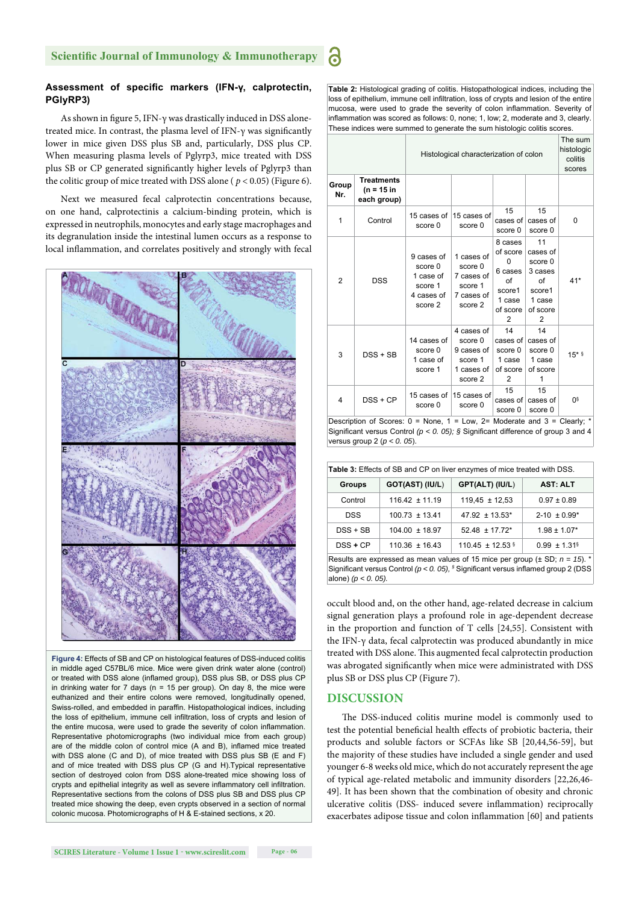### Assessment of specific markers (IFN-γ, calprotectin, PGlyRP3)

As shown in figure 5, IFN-γ was drastically induced in DSS alone-treated mice. In contrast, the plasma level of IFN-γ was significantly lower in mice given DSS plus SB and, particularly, DSS plus CP. When measuring plasma levels of Pglyrp3, mice treated with DSS plus SB or CP generated significantly higher levels of Pglyrp3 than the colitic group of mice treated with DSS alone ( $p < 0.05$) (Figure 6).

Next we measured fecal calprotectin concentrations because, on one hand, calprotectinis a calcium-binding protein, which is expressed in neutrophils, monocytes and early stage macrophages and its degranulation inside the intestinal lumen occurs as a response to local inflammation, and correlates positively and strongly with fecal occult blood and, on the other hand, age-related decrease in calcium signal generation plays a profound role in age-dependent decrease in the proportion and function of T cells [24,55]. Consistent with the IFN-γ data, fecal calprotectin was produced abundantly in mice treated with DSS alone. This augmented fecal calprotectin production was abrogated significantly when mice were administrated with DSS plus SB or DSS plus CP (Figure 7).

**Figure 4:** Effects of SB and CP on histological features of DSS-induced colitis in middle aged C57BL/6 mice. Mice were given drink water alone (control) or treated with DSS alone (inflamed group), DSS plus SB, or DSS plus CP in drinking water for 7 days (n = 15 per group). On day 8, the mice were euthanized and their entire colons were removed, longitudinally opened, Swiss-rolled, and embedded in paraffin. Histopathological indices, including the loss of epithelium, immune cell infiltration, loss of crypts and lesion of the entire mucosa, were used to grade the severity of colon inflammation. Representative photomicrographs (two individual mice from each group) are of the middle colon of control mice (A and B), inflamed mice treated with DSS alone (C and D), of mice treated with DSS plus SB (E and F) and of mice treated with DSS plus CP (G and H).Typical representative section of destroyed colon from DSS alone-treated mice showing loss of crypts and epithelial integrity as well as severe inflammatory cell infiltration. Representative sections from the colons of DSS plus SB and DSS plus CP treated mice showing the deep, even crypts observed in a section of normal colonic mucosa. Photomicrographs of H & E-stained sections, x 20.

**Table 2:** Histological grading of colitis. Histopathological indices, including the loss of epithelium, immune cell infiltration, loss of crypts and lesion of the entire mucosa, were used to grade the severity of colon inflammation. Severity of inflammation was scored as follows: 0, none; 1, low; 2, moderate and 3, clearly. These indices were summed to generate the sum histologic colitis scores.

| Group Nr. | Treatments (n = 15 in each group) | Histological characterization of colon | | | | The sum histologic colitis scores |
|---|---|---|---|---|---|---|
| 1 | Control | 15 cases of score 0 | 15 cases of score 0 | 15 cases of score 0 | 15 cases of score 0 | 0 |
| 2 | DSS | 9 cases of score 0<br>1 case of score 1<br>4 cases of score 2 | 1 cases of score 0<br>7 cases of score 1<br>7 cases of score 2 | 8 cases of score 0<br>6 cases of score1<br>1 case of score 2 | 11 cases of score 0<br>3 cases of score1<br>1 case of score 2 | 41* |
| 3 | DSS + SB | 14 cases of score 0<br>1 case of score 1 | 4 cases of score 0<br>9 cases of score 1<br>1 cases of score 2 | 14 cases of score 0<br>1 case of score 2 | 14 cases of score 0<br>1 case of score 1 | 15* § |
| 4 | DSS + CP | 15 cases of score 0 | 15 cases of score 0 | 15 cases of score 0 | 15 cases of score 0 | 0§ |

Description of Scores: 0 = None, 1 = Low, 2= Moderate and 3 = Clearly; * Significant versus Control ($p < 0.05$); § Significant difference of group 3 and 4 versus group 2 ($p < 0.05$).

**Table 3:** Effects of SB and CP on liver enzymes of mice treated with DSS.

| Groups | GOT(AST) (IU/L) | GPT(ALT) (IU/L) | AST: ALT |
|---|---|---|---|
| Control | 116.42 ± 11.19 | 119,45 ± 12,53 | 0.97 ± 0.89 |
| DSS | 100.73 ± 13.41 | 47.92 ± 13.53* | 2-10 ± 0.99* |
| DSS + SB | 104.00 ± 18.97 | 52.48 ± 17.72* | 1.98 ± 1.07* |
| DSS + CP | 110.36 ± 16.43 | 110.45 ± 12.53 § | 0.99 ± 1.31§ |

Results are expressed as mean values of 15 mice per group (± SD; $n = 15$). * Significant versus Control ($p < 0.05$), § Significant versus inflamed group 2 (DSS alone) ($p < 0.05$).

## DISCUSSION

The DSS-induced colitis murine model is commonly used to test the potential beneficial health effects of probiotic bacteria, their products and soluble factors or SCFAs like SB [20,44,56-59], but the majority of these studies have included a single gender and used younger 6-8 weeks old mice, which do not accurately represent the age of typical age-related metabolic and immunity disorders [22,26,46-49]. It has been shown that the combination of obesity and chronic ulcerative colitis (DSS- induced severe inflammation) reciprocally exacerbates adipose tissue and colon inflammation [60] and patients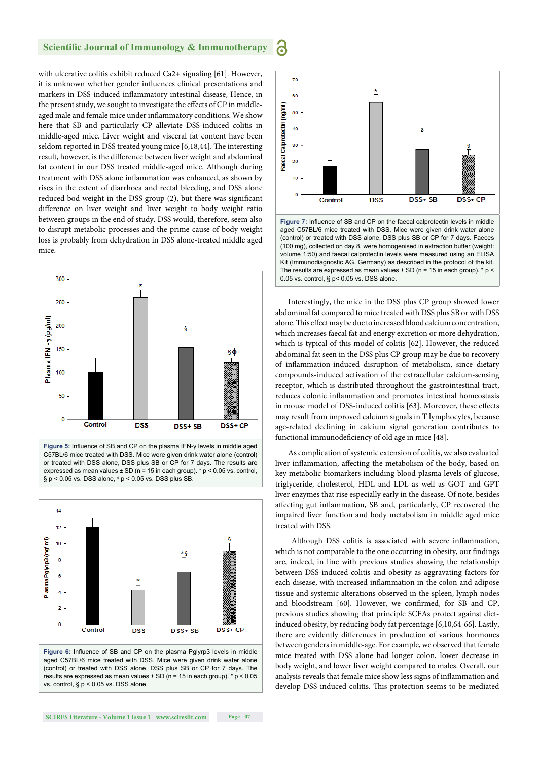with ulcerative colitis exhibit reduced Ca2+ signaling [61]. However, it is unknown whether gender influences clinical presentations and markers in DSS-induced inflammatory intestinal disease, Hence, in the present study, we sought to investigate the effects of CP in middle-aged male and female mice under inflammatory conditions. We show here that SB and particularly CP alleviate DSS-induced colitis in middle-aged mice. Liver weight and visceral fat content have been seldom reported in DSS treated young mice [6,18,44]. The interesting result, however, is the difference between liver weight and abdominal fat content in our DSS treated middle-aged mice. Although during treatment with DSS alone inflammation was enhanced, as shown by rises in the extent of diarrhoea and rectal bleeding, and DSS alone reduced bod weight in the DSS group (2), but there was significant difference on liver weight and liver weight to body weight ratio between groups in the end of study. DSS would, therefore, seem also to disrupt metabolic processes and the prime cause of body weight loss is probably from dehydration in DSS alone-treated middle aged mice.

**Figure 5:** Influence of SB and CP on the plasma IFN-γ levels in middle aged C57BL/6 mice treated with DSS. Mice were given drink water alone (control) or treated with DSS alone, DSS plus SB or CP for 7 days. The results are expressed as mean values ± SD (n = 15 in each group). * p < 0.05 vs. control, § p < 0.05 vs. DSS alone, ᶲ p < 0.05 vs. DSS plus SB.

**Figure 6:** Influence of SB and CP on the plasma Pglyrp3 levels in middle aged C57BL/6 mice treated with DSS. Mice were given drink water alone (control) or treated with DSS alone, DSS plus SB or CP for 7 days. The results are expressed as mean values ± SD (n = 15 in each group). * p < 0.05 vs. control, § p < 0.05 vs. DSS alone.

**Figure 7:** Influence of SB and CP on the faecal calprotectin levels in middle aged C57BL/6 mice treated with DSS. Mice were given drink water alone (control) or treated with DSS alone, DSS plus SB or CP for 7 days. Faeces (100 mg), collected on day 8, were homogenised in extraction buffer (weight: volume 1:50) and faecal calprotectin levels were measured using an ELISA Kit (Immunodiagnostic AG, Germany) as described in the protocol of the kit. The results are expressed as mean values ± SD (n = 15 in each group). * p < 0.05 vs. control, § p< 0.05 vs. DSS alone.

Interestingly, the mice in the DSS plus CP group showed lower abdominal fat compared to mice treated with DSS plus SB or with DSS alone. This effect may be due to increased blood calcium concentration, which increases faecal fat and energy excretion or more dehydration, which is typical of this model of colitis [62]. However, the reduced abdominal fat seen in the DSS plus CP group may be due to recovery of inflammation-induced disruption of metabolism, since dietary compounds-induced activation of the extracellular calcium-sensing receptor, which is distributed throughout the gastrointestinal tract, reduces colonic inflammation and promotes intestinal homeostasis in mouse model of DSS-induced colitis [63]. Moreover, these effects may result from improved calcium signals in T lymphocytes, because age-related declining in calcium signal generation contributes to functional immunodeficiency of old age in mice [48].

As complication of systemic extension of colitis, we also evaluated liver inflammation, affecting the metabolism of the body, based on key metabolic biomarkers including blood plasma levels of glucose, triglyceride, cholesterol, HDL and LDL as well as GOT and GPT liver enzymes that rise especially early in the disease. Of note, besides affecting gut inflammation, SB and, particularly, CP recovered the impaired liver function and body metabolism in middle aged mice treated with DSS.

Although DSS colitis is associated with severe inflammation, which is not comparable to the one occurring in obesity, our findings are, indeed, in line with previous studies showing the relationship between DSS-induced colitis and obesity as aggravating factors for each disease, with increased inflammation in the colon and adipose tissue and systemic alterations observed in the spleen, lymph nodes and bloodstream [60]. However, we confirmed, for SB and CP, previous studies showing that principle SCFAs protect against diet-induced obesity, by reducing body fat percentage [6,10,64-66]. Lastly, there are evidently differences in production of various hormones between genders in middle-age. For example, we observed that female mice treated with DSS alone had longer colon, lower decrease in body weight, and lower liver weight compared to males. Overall, our analysis reveals that female mice show less signs of inflammation and develop DSS-induced colitis. This protection seems to be mediated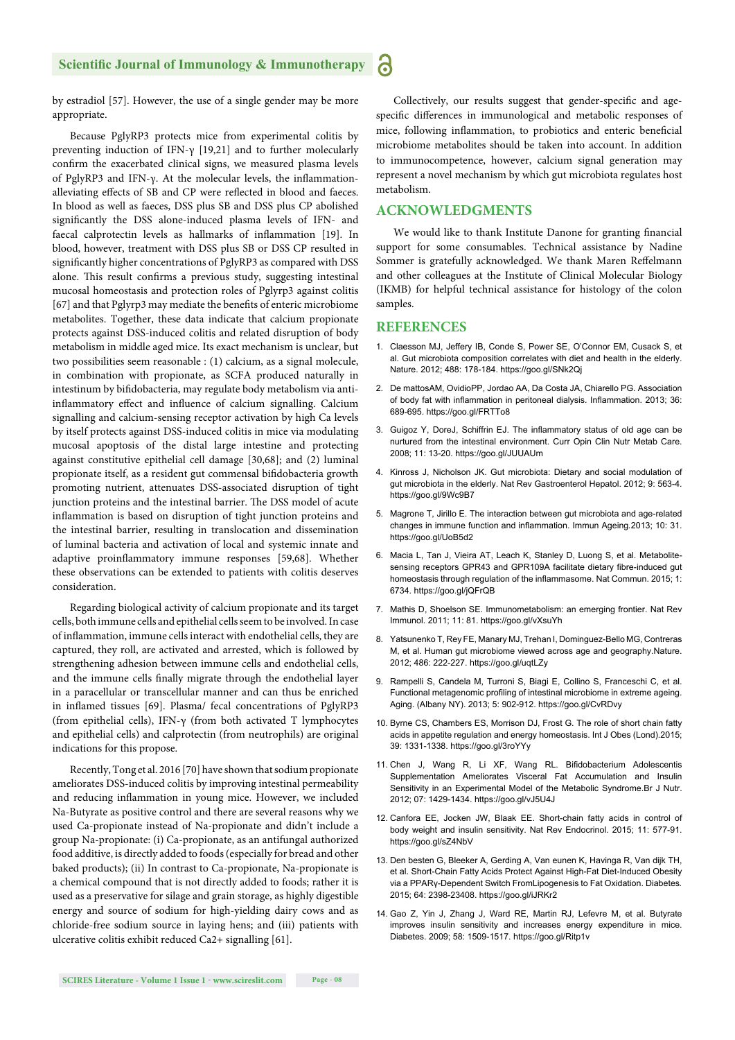by estradiol [57]. However, the use of a single gender may be more appropriate.

Because PglyRP3 protects mice from experimental colitis by preventing induction of IFN-γ [19,21] and to further molecularly confirm the exacerbated clinical signs, we measured plasma levels of PglyRP3 and IFN-γ. At the molecular levels, the inflammation-alleviating effects of SB and CP were reflected in blood and faeces. In blood as well as faeces, DSS plus SB and DSS plus CP abolished significantly the DSS alone-induced plasma levels of IFN- and faecal calprotectin levels as hallmarks of inflammation [19]. In blood, however, treatment with DSS plus SB or DSS CP resulted in significantly higher concentrations of PglyRP3 as compared with DSS alone. This result confirms a previous study, suggesting intestinal mucosal homeostasis and protection roles of Pglyrp3 against colitis [67] and that Pglyrp3 may mediate the benefits of enteric microbiome metabolites. Together, these data indicate that calcium propionate protects against DSS-induced colitis and related disruption of body metabolism in middle aged mice. Its exact mechanism is unclear, but two possibilities seem reasonable : (1) calcium, as a signal molecule, in combination with propionate, as SCFA produced naturally in intestinum by bifidobacteria, may regulate body metabolism via anti-inflammatory effect and influence of calcium signalling. Calcium signalling and calcium-sensing receptor activation by high Ca levels by itself protects against DSS-induced colitis in mice via modulating mucosal apoptosis of the distal large intestine and protecting against constitutive epithelial cell damage [30,68]; and (2) luminal propionate itself, as a resident gut commensal bifidobacteria growth promoting nutrient, attenuates DSS-associated disruption of tight junction proteins and the intestinal barrier. The DSS model of acute inflammation is based on disruption of tight junction proteins and the intestinal barrier, resulting in translocation and dissemination of luminal bacteria and activation of local and systemic innate and adaptive proinflammatory immune responses [59,68]. Whether these observations can be extended to patients with colitis deserves consideration.

Regarding biological activity of calcium propionate and its target cells, both immune cells and epithelial cells seem to be involved. In case of inflammation, immune cells interact with endothelial cells, they are captured, they roll, are activated and arrested, which is followed by strengthening adhesion between immune cells and endothelial cells, and the immune cells finally migrate through the endothelial layer in a paracellular or transcellular manner and can thus be enriched in inflamed tissues [69]. Plasma/ fecal concentrations of PglyRP3 (from epithelial cells), IFN-γ (from both activated T lymphocytes and epithelial cells) and calprotectin (from neutrophils) are original indications for this propose.

Recently, Tong et al. 2016 [70] have shown that sodium propionate ameliorates DSS-induced colitis by improving intestinal permeability and reducing inflammation in young mice. However, we included Na-Butyrate as positive control and there are several reasons why we used Ca-propionate instead of Na-propionate and didn't include a group Na-propionate: (i) Ca-propionate, as an antifungal authorized food additive, is directly added to foods (especially for bread and other baked products); (ii) In contrast to Ca-propionate, Na-propionate is a chemical compound that is not directly added to foods; rather it is used as a preservative for silage and grain storage, as highly digestible energy and source of sodium for high-yielding dairy cows and as chloride-free sodium source in laying hens; and (iii) patients with ulcerative colitis exhibit reduced $Ca^{2+}$ signalling [61].

Collectively, our results suggest that gender-specific and age-specific differences in immunological and metabolic responses of mice, following inflammation, to probiotics and enteric beneficial microbiome metabolites should be taken into account. In addition to immunocompetence, however, calcium signal generation may represent a novel mechanism by which gut microbiota regulates host metabolism.

## ACKNOWLEDGMENTS

We would like to thank Institute Danone for granting financial support for some consumables. Technical assistance by Nadine Sommer is gratefully acknowledged. We thank Maren Reffelmann and other colleagues at the Institute of Clinical Molecular Biology (IKMB) for helpful technical assistance for histology of the colon samples.

## REFERENCES

1. Claesson MJ, Jeffery IB, Conde S, Power SE, O'Connor EM, Cusack S, et al. Gut microbiota composition correlates with diet and health in the elderly. Nature. 2012; 488: 178-184. https://goo.gl/SNk2Qj
2. De mattosAM, OvidioPP, Jordao AA, Da Costa JA, Chiarello PG. Association of body fat with inflammation in peritoneal dialysis. Inflammation. 2013; 36: 689-695. https://goo.gl/FRTTo8
3. Guigoz Y, DoreJ, Schiffrin EJ. The inflammatory status of old age can be nurtured from the intestinal environment. Curr Opin Clin Nutr Metab Care. 2008; 11: 13-20. https://goo.gl/JUUAUm
4. Kinross J, Nicholson JK. Gut microbiota: Dietary and social modulation of gut microbiota in the elderly. Nat Rev Gastroenterol Hepatol. 2012; 9: 563-4. https://goo.gl/9Wc9B7
5. Magrone T, Jirillo E. The interaction between gut microbiota and age-related changes in immune function and inflammation. Immun Ageing.2013; 10: 31. https://goo.gl/UoB5d2
6. Macia L, Tan J, Vieira AT, Leach K, Stanley D, Luong S, et al. Metabolite-sensing receptors GPR43 and GPR109A facilitate dietary fibre-induced gut homeostasis through regulation of the inflammasome. Nat Commun. 2015; 1: 6734. https://goo.gl/jQFrQB
7. Mathis D, Shoelson SE. Immunometabolism: an emerging frontier. Nat Rev Immunol. 2011; 11: 81. https://goo.gl/vXsuYh
8. Yatsunenko T, Rey FE, Manary MJ, Trehan I, Dominguez-Bello MG, Contreras M, et al. Human gut microbiome viewed across age and geography.Nature. 2012; 486: 222-227. https://goo.gl/uqtLZy
9. Rampelli S, Candela M, Turroni S, Biagi E, Collino S, Franceschi C, et al. Functional metagenomic profiling of intestinal microbiome in extreme ageing. Aging. (Albany NY). 2013; 5: 902-912. https://goo.gl/CvRDvy
10. Byrne CS, Chambers ES, Morrison DJ, Frost G. The role of short chain fatty acids in appetite regulation and energy homeostasis. Int J Obes (Lond).2015; 39: 1331-1338. https://goo.gl/3roYYy
11. Chen J, Wang R, Li XF, Wang RL. Bifidobacterium Adolescentis Supplementation Ameliorates Visceral Fat Accumulation and Insulin Sensitivity in an Experimental Model of the Metabolic Syndrome.Br J Nutr. 2012; 07: 1429-1434. https://goo.gl/vJ5U4J
12. Canfora EE, Jocken JW, Blaak EE. Short-chain fatty acids in control of body weight and insulin sensitivity. Nat Rev Endocrinol. 2015; 11: 577-91. https://goo.gl/sZ4NbV
13. Den besten G, Bleeker A, Gerding A, Van eunen K, Havinga R, Van dijk TH, et al. Short-Chain Fatty Acids Protect Against High-Fat Diet-Induced Obesity via a PPARγ-Dependent Switch FromLipogenesis to Fat Oxidation. Diabetes. 2015; 64: 2398-23408. https://goo.gl/iJRKr2
14. Gao Z, Yin J, Zhang J, Ward RE, Martin RJ, Lefevre M, et al. Butyrate improves insulin sensitivity and increases energy expenditure in mice. Diabetes. 2009; 58: 1509-1517. https://goo.gl/Ritp1v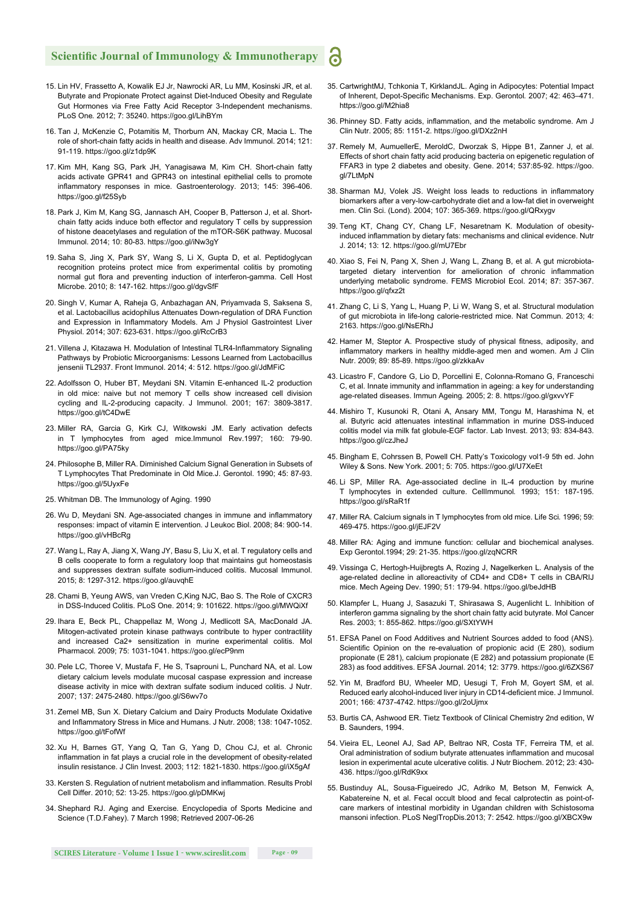15. Lin HV, Frassetto A, Kowalik EJ Jr, Nawrocki AR, Lu MM, Kosinski JR, et al. Butyrate and Propionate Protect against Diet-Induced Obesity and Regulate Gut Hormones via Free Fatty Acid Receptor 3-Independent mechanisms. PLoS One. 2012; 7: 35240. https://goo.gl/LihBYm

16. Tan J, McKenzie C, Potamitis M, Thorburn AN, Mackay CR, Macia L. The role of short-chain fatty acids in health and disease. Adv Immunol. 2014; 121: 91-119. https://goo.gl/z1dp9K

17. Kim MH, Kang SG, Park JH, Yanagisawa M, Kim CH. Short-chain fatty acids activate GPR41 and GPR43 on intestinal epithelial cells to promote inflammatory responses in mice. Gastroenterology. 2013; 145: 396-406. https://goo.gl/f25Syb

18. Park J, Kim M, Kang SG, Jannasch AH, Cooper B, Patterson J, et al. Short-chain fatty acids induce both effector and regulatory T cells by suppression of histone deacetylases and regulation of the mTOR-S6K pathway. Mucosal Immunol. 2014; 10: 80-83. https://goo.gl/iNw3gY

19. Saha S, Jing X, Park SY, Wang S, Li X, Gupta D, et al. Peptidoglycan recognition proteins protect mice from experimental colitis by promoting normal gut flora and preventing induction of interferon-gamma. Cell Host Microbe. 2010; 8: 147-162. https://goo.gl/dgvSfF

20. Singh V, Kumar A, Raheja G, Anbazhagan AN, Priyamvada S, Saksena S, et al. Lactobacillus acidophilus Attenuates Down-regulation of DRA Function and Expression in Inflammatory Models. Am J Physiol Gastrointest Liver Physiol. 2014; 307: 623-631. https://goo.gl/RcCrB3

21. Villena J, Kitazawa H. Modulation of Intestinal TLR4-Inflammatory Signaling Pathways by Probiotic Microorganisms: Lessons Learned from Lactobacillus jensenii TL2937. Front Immunol. 2014; 4: 512. https://goo.gl/JdMFiC

22. Adolfsson O, Huber BT, Meydani SN. Vitamin E-enhanced IL-2 production in old mice: naive but not memory T cells show increased cell division cycling and IL-2-producing capacity. J Immunol. 2001; 167: 3809-3817. https://goo.gl/tC4DwE

23. Miller RA, Garcia G, Kirk CJ, Witkowski JM. Early activation defects in T lymphocytes from aged mice.Immunol Rev.1997; 160: 79-90. https://goo.gl/PA75ky

24. Philosophe B, Miller RA. Diminished Calcium Signal Generation in Subsets of T Lymphocytes That Predominate in Old Mice.J. Gerontol. 1990; 45: 87-93. https://goo.gl/5UyxFe

25. Whitman DB. The Immunology of Aging. 1990

26. Wu D, Meydani SN. Age-associated changes in immune and inflammatory responses: impact of vitamin E intervention. J Leukoc Biol. 2008; 84: 900-14. https://goo.gl/vHBcRg

27. Wang L, Ray A, Jiang X, Wang JY, Basu S, Liu X, et al. T regulatory cells and B cells cooperate to form a regulatory loop that maintains gut homeostasis and suppresses dextran sulfate sodium-induced colitis. Mucosal Immunol. 2015; 8: 1297-312. https://goo.gl/auvqhE

28. Chami B, Yeung AWS, van Vreden C,King NJC, Bao S. The Role of CXCR3 in DSS-Induced Colitis. PLoS One. 2014; 9: 101622. https://goo.gl/MWQiXf

29. Ihara E, Beck PL, Chappellaz M, Wong J, Medlicott SA, MacDonald JA. Mitogen-activated protein kinase pathways contribute to hyper contractility and increased Ca2+ sensitization in murine experimental colitis. Mol Pharmacol. 2009; 75: 1031-1041. https://goo.gl/ecP9nm

30. Pele LC, Thoree V, Mustafa F, He S, Tsaprouni L, Punchard NA, et al. Low dietary calcium levels modulate mucosal caspase expression and increase disease activity in mice with dextran sulfate sodium induced colitis. J Nutr. 2007; 137: 2475-2480. https://goo.gl/S6wv7o

31. Zemel MB, Sun X. Dietary Calcium and Dairy Products Modulate Oxidative and Inflammatory Stress in Mice and Humans. J Nutr. 2008; 138: 1047-1052. https://goo.gl/tFofWf

32. Xu H, Barnes GT, Yang Q, Tan G, Yang D, Chou CJ, et al. Chronic inflammation in fat plays a crucial role in the development of obesity-related insulin resistance. J Clin Invest. 2003; 112: 1821-1830. https://goo.gl/iX5gAf

33. Kersten S. Regulation of nutrient metabolism and inflammation. Results Probl Cell Differ. 2010; 52: 13-25. https://goo.gl/pDMKwj

34. Shephard RJ. Aging and Exercise. Encyclopedia of Sports Medicine and Science (T.D.Fahey). 7 March 1998; Retrieved 2007-06-26

35. CartwrightMJ, Tchkonia T, KirklandJL. Aging in Adipocytes: Potential Impact of Inherent, Depot-Specific Mechanisms. Exp. Gerontol. 2007; 42: 463–471. https://goo.gl/M2hia8

36. Phinney SD. Fatty acids, inflammation, and the metabolic syndrome. Am J Clin Nutr. 2005; 85: 1151-2. https://goo.gl/DXz2nH

37. Remely M, AumuellerE, MeroldC, Dworzak S, Hippe B1, Zanner J, et al. Effects of short chain fatty acid producing bacteria on epigenetic regulation of FFAR3 in type 2 diabetes and obesity. Gene. 2014; 537:85-92. https://goo.gl/7LtMpN

38. Sharman MJ, Volek JS. Weight loss leads to reductions in inflammatory biomarkers after a very-low-carbohydrate diet and a low-fat diet in overweight men. Clin Sci. (Lond). 2004; 107: 365-369. https://goo.gl/QRxygv

39. Teng KT, Chang CY, Chang LF, Nesaretnam K. Modulation of obesity-induced inflammation by dietary fats: mechanisms and clinical evidence. Nutr J. 2014; 13: 12. https://goo.gl/mU7Ebr

40. Xiao S, Fei N, Pang X, Shen J, Wang L, Zhang B, et al. A gut microbiota-targeted dietary intervention for amelioration of chronic inflammation underlying metabolic syndrome. FEMS Microbiol Ecol. 2014; 87: 357-367. https://goo.gl/qfxz2t

41. Zhang C, Li S, Yang L, Huang P, Li W, Wang S, et al. Structural modulation of gut microbiota in life-long calorie-restricted mice. Nat Commun. 2013; 4: 2163. https://goo.gl/NsERhJ

42. Hamer M, Steptor A. Prospective study of physical fitness, adiposity, and inflammatory markers in healthy middle-aged men and women. Am J Clin Nutr. 2009; 89: 85-89. https://goo.gl/zkkaAv

43. Licastro F, Candore G, Lio D, Porcellini E, Colonna-Romano G, Franceschi C, et al. Innate immunity and inflammation in ageing: a key for understanding age-related diseases. Immun Ageing. 2005; 2: 8. https://goo.gl/gxvvYF

44. Mishiro T, Kusunoki R, Otani A, Ansary MM, Tongu M, Harashima N, et al. Butyric acid attenuates intestinal inflammation in murine DSS-induced colitis model via milk fat globule-EGF factor. Lab Invest. 2013; 93: 834-843. https://goo.gl/czJheJ

45. Bingham E, Cohrssen B, Powell CH. Patty's Toxicology vol1-9 5th ed. John Wiley & Sons. New York. 2001; 5: 705. https://goo.gl/U7XeEt

46. Li SP, Miller RA. Age-associated decline in IL-4 production by murine T lymphocytes in extended culture. CellImmunol. 1993; 151: 187-195. https://goo.gl/sRaR1f

47. Miller RA. Calcium signals in T lymphocytes from old mice. Life Sci. 1996; 59: 469-475. https://goo.gl/jEJF2V

48. Miller RA: Aging and immune function: cellular and biochemical analyses. Exp Gerontol.1994; 29: 21-35. https://goo.gl/zqNCRR

49. Vissinga C, Hertogh-Huijbregts A, Rozing J, Nagelkerken L. Analysis of the age-related decline in alloreactivity of CD4+ and CD8+ T cells in CBA/RIJ mice. Mech Ageing Dev. 1990; 51: 179-94. https://goo.gl/beJdHB

50. Klampfer L, Huang J, Sasazuki T, Shirasawa S, Augenlicht L. Inhibition of interferon gamma signaling by the short chain fatty acid butyrate. Mol Cancer Res. 2003; 1: 855-862. https://goo.gl/SXtYWH

51. EFSA Panel on Food Additives and Nutrient Sources added to food (ANS). Scientific Opinion on the re-evaluation of propionic acid (E 280), sodium propionate (E 281), calcium propionate (E 282) and potassium propionate (E 283) as food additives. EFSA Journal. 2014; 12: 3779. https://goo.gl/6ZXS67

52. Yin M, Bradford BU, Wheeler MD, Uesugi T, Froh M, Goyert SM, et al. Reduced early alcohol-induced liver injury in CD14-deficient mice. J Immunol. 2001; 166: 4737-4742. https://goo.gl/2oUjmx

53. Burtis CA, Ashwood ER. Tietz Textbook of Clinical Chemistry 2nd edition, W B. Saunders, 1994.

54. Vieira EL, Leonel AJ, Sad AP, Beltrao NR, Costa TF, Ferreira TM, et al. Oral administration of sodium butyrate attenuates inflammation and mucosal lesion in experimental acute ulcerative colitis. J Nutr Biochem. 2012; 23: 430-436. https://goo.gl/RdK9xx

55. Bustinduy AL, Sousa-Figueiredo JC, Adriko M, Betson M, Fenwick A, Kabatereine N, et al. Fecal occult blood and fecal calprotectin as point-of-care markers of intestinal morbidity in Ugandan children with Schistosoma mansoni infection. PLoS NeglTropDis.2013; 7: 2542. https://goo.gl/XBCX9w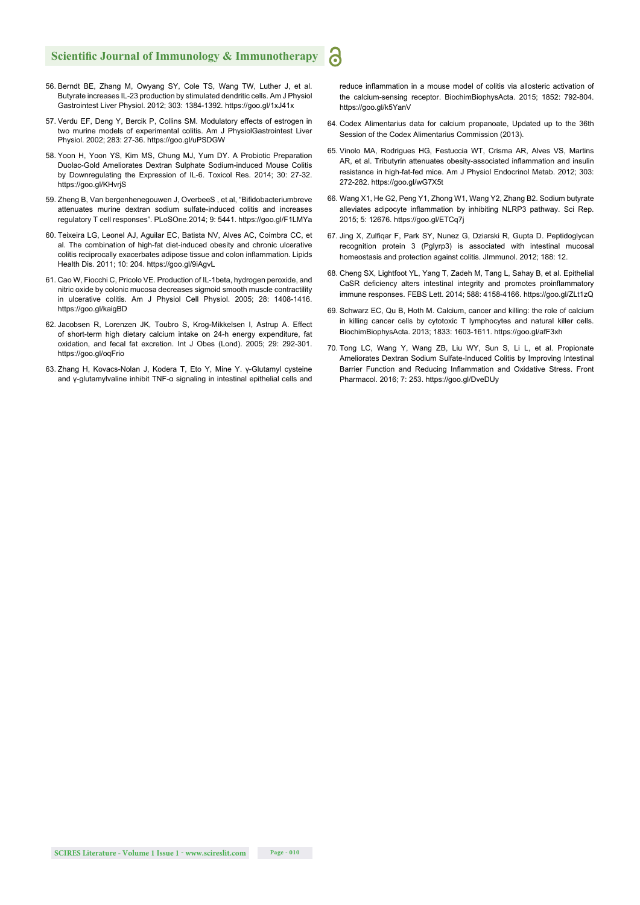56. Berndt BE, Zhang M, Owyang SY, Cole TS, Wang TW, Luther J, et al. Butyrate increases IL-23 production by stimulated dendritic cells. Am J Physiol Gastrointest Liver Physiol. 2012; 303: 1384-1392. https://goo.gl/1xJ41x

57. Verdu EF, Deng Y, Bercik P, Collins SM. Modulatory effects of estrogen in two murine models of experimental colitis. Am J PhysiolGastrointest Liver Physiol. 2002; 283: 27-36. https://goo.gl/uPSDGW

58. Yoon H, Yoon YS, Kim MS, Chung MJ, Yum DY. A Probiotic Preparation Duolac-Gold Ameliorates Dextran Sulphate Sodium-induced Mouse Colitis by Downregulating the Expression of IL-6. Toxicol Res. 2014; 30: 27-32. https://goo.gl/KHvrjS

59. Zheng B, Van bergenhenegouwen J, OverbeeS , et al, "Bifidobacteriumbreve attenuates murine dextran sodium sulfate-induced colitis and increases regulatory T cell responses". PLoSOne.2014; 9: 5441. https://goo.gl/F1LMYa

60. Teixeira LG, Leonel AJ, Aguilar EC, Batista NV, Alves AC, Coimbra CC, et al. The combination of high-fat diet-induced obesity and chronic ulcerative colitis reciprocally exacerbates adipose tissue and colon inflammation. Lipids Health Dis. 2011; 10: 204. https://goo.gl/9iAgvL

61. Cao W, Fiocchi C, Pricolo VE. Production of IL-1beta, hydrogen peroxide, and nitric oxide by colonic mucosa decreases sigmoid smooth muscle contractility in ulcerative colitis. Am J Physiol Cell Physiol. 2005; 28: 1408-1416. https://goo.gl/kaigBD

62. Jacobsen R, Lorenzen JK, Toubro S, Krog-Mikkelsen I, Astrup A. Effect of short-term high dietary calcium intake on 24-h energy expenditure, fat oxidation, and fecal fat excretion. Int J Obes (Lond). 2005; 29: 292-301. https://goo.gl/oqFrio

63. Zhang H, Kovacs-Nolan J, Kodera T, Eto Y, Mine Y. γ-Glutamyl cysteine and γ-glutamylvaline inhibit TNF-α signaling in intestinal epithelial cells and reduce inflammation in a mouse model of colitis via allosteric activation of the calcium-sensing receptor. BiochimBiophysActa. 2015; 1852: 792-804. https://goo.gl/k5YanV

64. Codex Alimentarius data for calcium propanoate, Updated up to the 36th Session of the Codex Alimentarius Commission (2013).

65. Vinolo MA, Rodrigues HG, Festuccia WT, Crisma AR, Alves VS, Martins AR, et al. Tributyrin attenuates obesity-associated inflammation and insulin resistance in high-fat-fed mice. Am J Physiol Endocrinol Metab. 2012; 303: 272-282. https://goo.gl/wG7X5t

66. Wang X1, He G2, Peng Y1, Zhong W1, Wang Y2, Zhang B2. Sodium butyrate alleviates adipocyte inflammation by inhibiting NLRP3 pathway. Sci Rep. 2015; 5: 12676. https://goo.gl/ETCq7j

67. Jing X, Zulfiqar F, Park SY, Nunez G, Dziarski R, Gupta D. Peptidoglycan recognition protein 3 (Pglyrp3) is associated with intestinal mucosal homeostasis and protection against colitis. JImmunol. 2012; 188: 12.

68. Cheng SX, Lightfoot YL, Yang T, Zadeh M, Tang L, Sahay B, et al. Epithelial CaSR deficiency alters intestinal integrity and promotes proinflammatory immune responses. FEBS Lett. 2014; 588: 4158-4166. https://goo.gl/ZLt1zQ

69. Schwarz EC, Qu B, Hoth M. Calcium, cancer and killing: the role of calcium in killing cancer cells by cytotoxic T lymphocytes and natural killer cells. BiochimBiophysActa. 2013; 1833: 1603-1611. https://goo.gl/afF3xh

70. Tong LC, Wang Y, Wang ZB, Liu WY, Sun S, Li L, et al. Propionate Ameliorates Dextran Sodium Sulfate-Induced Colitis by Improving Intestinal Barrier Function and Reducing Inflammation and Oxidative Stress. Front Pharmacol. 2016; 7: 253. https://goo.gl/DveDUy